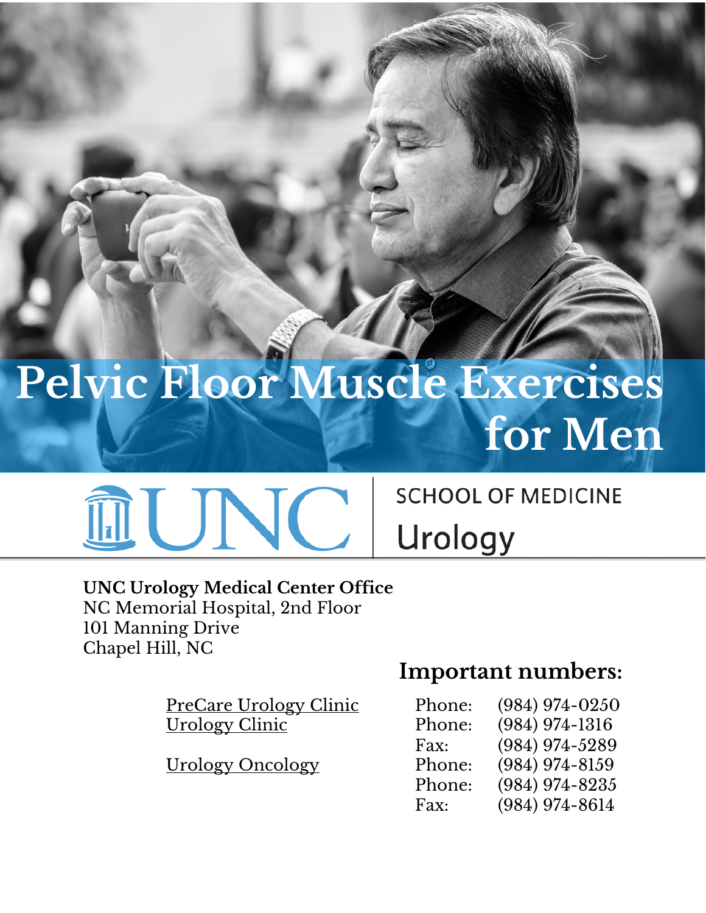# Pelvic Floor Muscle Exercises for Men

SCHOOL OF MEDICINE
Urology

**UNC Urology Medical Center Office**
NC Memorial Hospital, 2nd Floor
101 Manning Drive
Chapel Hill, NC

## Important numbers:

| | | |
|---|---|---|
| PreCare Urology Clinic | Phone: | (984) 974-0250 |
| Urology Clinic | Phone: | (984) 974-1316 |
| | Fax: | (984) 974-5289 |
| Urology Oncology | Phone: | (984) 974-8159 |
| | Phone: | (984) 974-8235 |
| | Fax: | (984) 974-8614 |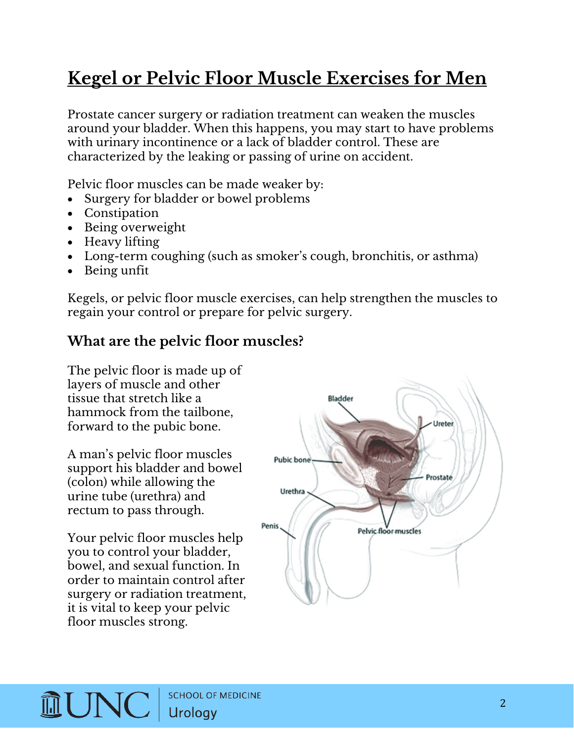# Kegel or Pelvic Floor Muscle Exercises for Men

Prostate cancer surgery or radiation treatment can weaken the muscles around your bladder. When this happens, you may start to have problems with urinary incontinence or a lack of bladder control. These are characterized by the leaking or passing of urine on accident.

Pelvic floor muscles can be made weaker by:

- Surgery for bladder or bowel problems
- Constipation
- Being overweight
- Heavy lifting
- Long-term coughing (such as smoker's cough, bronchitis, or asthma)
- Being unfit

Kegels, or pelvic floor muscle exercises, can help strengthen the muscles to regain your control or prepare for pelvic surgery.

## What are the pelvic floor muscles?

The pelvic floor is made up of layers of muscle and other tissue that stretch like a hammock from the tailbone, forward to the pubic bone.

A man's pelvic floor muscles support his bladder and bowel (colon) while allowing the urine tube (urethra) and rectum to pass through.

Your pelvic floor muscles help you to control your bladder, bowel, and sexual function. In order to maintain control after surgery or radiation treatment, it is vital to keep your pelvic floor muscles strong.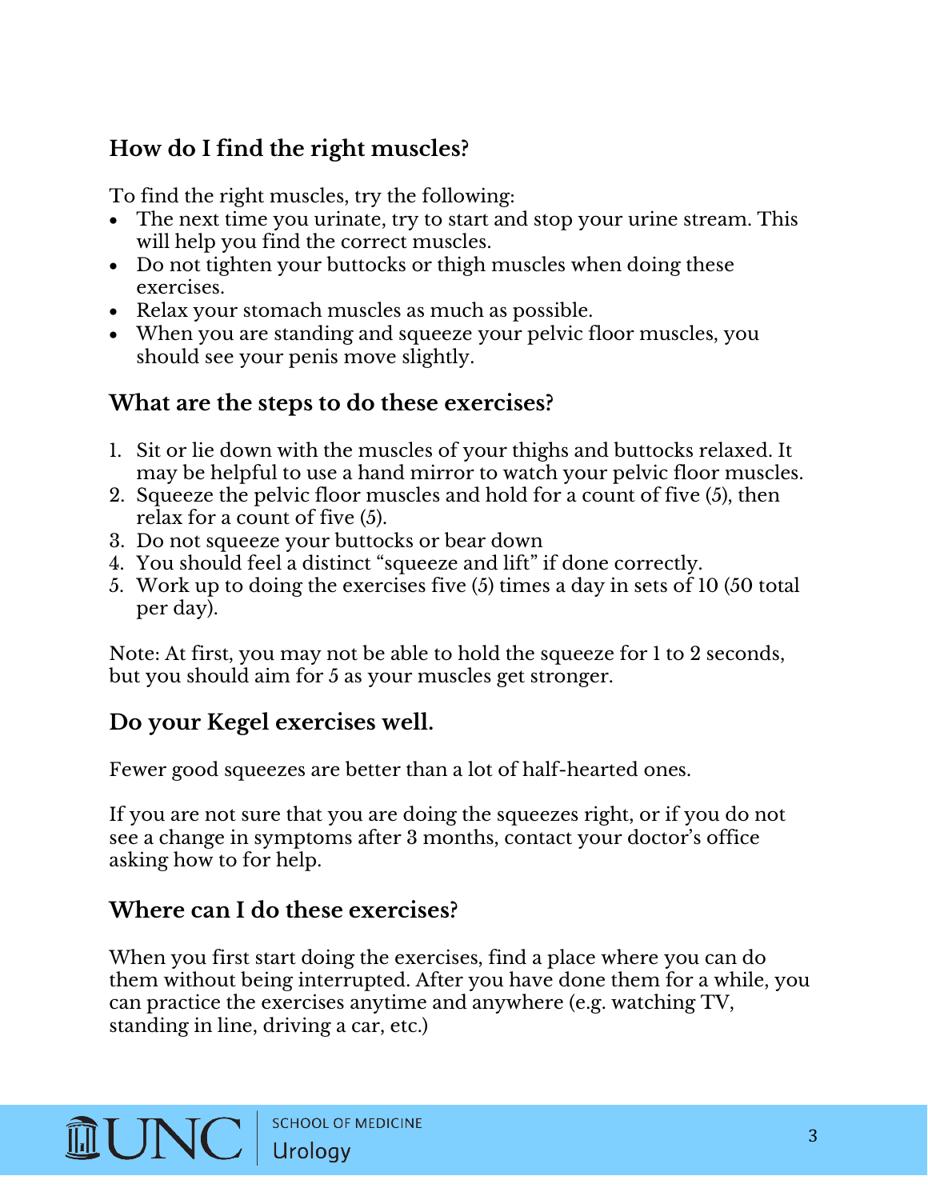## How do I find the right muscles?

To find the right muscles, try the following:

- The next time you urinate, try to start and stop your urine stream. This will help you find the correct muscles.
- Do not tighten your buttocks or thigh muscles when doing these exercises.
- Relax your stomach muscles as much as possible.
- When you are standing and squeeze your pelvic floor muscles, you should see your penis move slightly.

## What are the steps to do these exercises?

1. Sit or lie down with the muscles of your thighs and buttocks relaxed. It may be helpful to use a hand mirror to watch your pelvic floor muscles.
2. Squeeze the pelvic floor muscles and hold for a count of five (5), then relax for a count of five (5).
3. Do not squeeze your buttocks or bear down
4. You should feel a distinct "squeeze and lift" if done correctly.
5. Work up to doing the exercises five (5) times a day in sets of 10 (50 total per day).

Note: At first, you may not be able to hold the squeeze for 1 to 2 seconds, but you should aim for 5 as your muscles get stronger.

## Do your Kegel exercises well.

Fewer good squeezes are better than a lot of half-hearted ones.

If you are not sure that you are doing the squeezes right, or if you do not see a change in symptoms after 3 months, contact your doctor's office asking how to for help.

## Where can I do these exercises?

When you first start doing the exercises, find a place where you can do them without being interrupted. After you have done them for a while, you can practice the exercises anytime and anywhere (e.g. watching TV, standing in line, driving a car, etc.)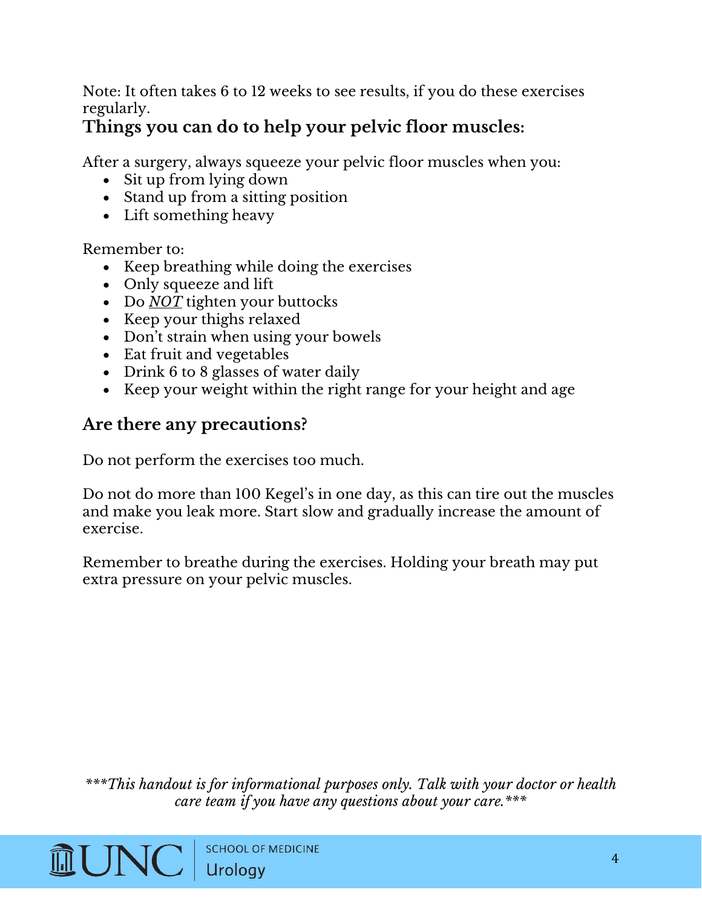Note: It often takes 6 to 12 weeks to see results, if you do these exercises regularly.

## Things you can do to help your pelvic floor muscles:

After a surgery, always squeeze your pelvic floor muscles when you:

- Sit up from lying down
- Stand up from a sitting position
- Lift something heavy

Remember to:

- Keep breathing while doing the exercises
- Only squeeze and lift
- Do ***NOT*** tighten your buttocks
- Keep your thighs relaxed
- Don't strain when using your bowels
- Eat fruit and vegetables
- Drink 6 to 8 glasses of water daily
- Keep your weight within the right range for your height and age

## Are there any precautions?

Do not perform the exercises too much.

Do not do more than 100 Kegel's in one day, as this can tire out the muscles and make you leak more. Start slow and gradually increase the amount of exercise.

Remember to breathe during the exercises. Holding your breath may put extra pressure on your pelvic muscles.

*\*\*\*This handout is for informational purposes only. Talk with your doctor or health care team if you have any questions about your care.\*\*\**